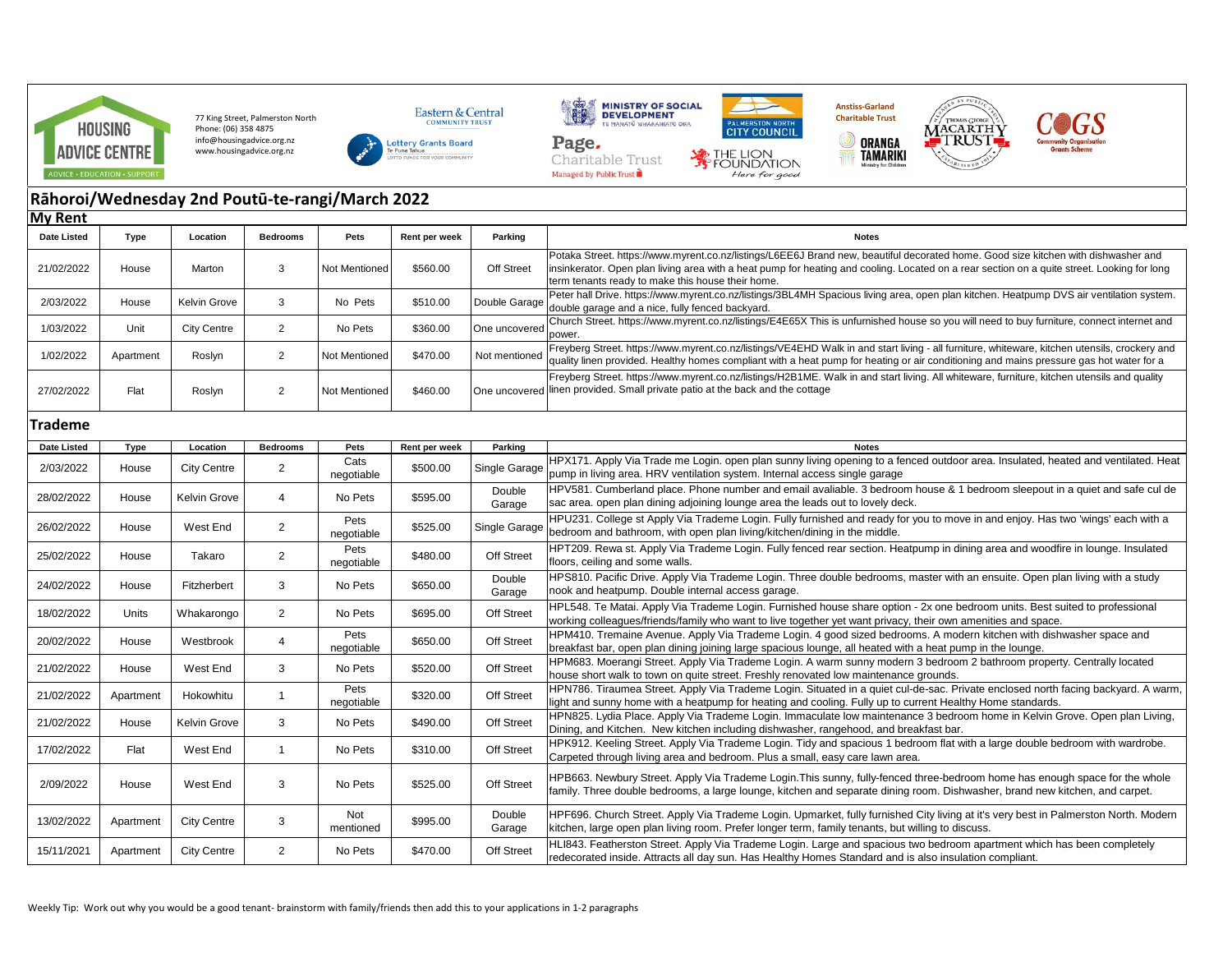HOUSING ADVICE CENTRE
ADVICE · EDUCATION · SUPPORT

77 King Street, Palmerston North
Phone: (06) 358 4875
info@housingadvice.org.nz
www.housingadvice.org.nz

## Rāhoroi/Wednesday 2nd Poutū-te-rangi/March 2022

### My Rent

| Date Listed | Type | Location | Bedrooms | Pets | Rent per week | Parking | Notes |
|---|---|---|---|---|---|---|---|
| 21/02/2022 | House | Marton | 3 | Not Mentioned | $560.00 | Off Street | Potaka Street. https://www.myrent.co.nz/listings/L6EE6J Brand new, beautiful decorated home. Good size kitchen with dishwasher and insinkerator. Open plan living area with a heat pump for heating and cooling. Located on a rear section on a quite street. Looking for long term tenants ready to make this house their home. |
| 2/03/2022 | House | Kelvin Grove | 3 | No Pets | $510.00 | Double Garage | Peter hall Drive. https://www.myrent.co.nz/listings/3BL4MH Spacious living area, open plan kitchen. Heatpump DVS air ventilation system. double garage and a nice, fully fenced backyard. |
| 1/03/2022 | Unit | City Centre | 2 | No Pets | $360.00 | One uncovered | Church Street. https://www.myrent.co.nz/listings/E4E65X This is unfurnished house so you will need to buy furniture, connect internet and power. |
| 1/02/2022 | Apartment | Roslyn | 2 | Not Mentioned | $470.00 | Not mentioned | Freyberg Street. https://www.myrent.co.nz/listings/VE4EHD Walk in and start living - all furniture, whiteware, kitchen utensils, crockery and quality linen provided. Healthy homes compliant with a heat pump for heating or air conditioning and mains pressure gas hot water for a |
| 27/02/2022 | Flat | Roslyn | 2 | Not Mentioned | $460.00 | One uncovered | Freyberg Street. https://www.myrent.co.nz/listings/H2B1ME. Walk in and start living. All whiteware, furniture, kitchen utensils and quality linen provided. Small private patio at the back and the cottage |

### Trademe

| Date Listed | Type | Location | Bedrooms | Pets | Rent per week | Parking | Notes |
|---|---|---|---|---|---|---|---|
| 2/03/2022 | House | City Centre | 2 | Cats negotiable | $500.00 | Single Garage | HPX171. Apply Via Trade me Login. open plan sunny living opening to a fenced outdoor area. Insulated, heated and ventilated. Heat pump in living area. HRV ventilation system. Internal access single garage |
| 28/02/2022 | House | Kelvin Grove | 4 | No Pets | $595.00 | Double Garage | HPV581. Cumberland place. Phone number and email avaliable. 3 bedroom house & 1 bedroom sleepout in a quiet and safe cul de sac area. open plan dining adjoining lounge area the leads out to lovely deck. |
| 26/02/2022 | House | West End | 2 | Pets negotiable | $525.00 | Single Garage | HPU231. College st Apply Via Trademe Login. Fully furnished and ready for you to move in and enjoy. Has two 'wings' each with a bedroom and bathroom, with open plan living/kitchen/dining in the middle. |
| 25/02/2022 | House | Takaro | 2 | Pets negotiable | $480.00 | Off Street | HPT209. Rewa st. Apply Via Trademe Login. Fully fenced rear section. Heatpump in dining area and woodfire in lounge. Insulated floors, ceiling and some walls. |
| 24/02/2022 | House | Fitzherbert | 3 | No Pets | $650.00 | Double Garage | HPS810. Pacific Drive. Apply Via Trademe Login. Three double bedrooms, master with an ensuite. Open plan living with a study nook and heatpump. Double internal access garage. |
| 18/02/2022 | Units | Whakarongo | 2 | No Pets | $695.00 | Off Street | HPL548. Te Matai. Apply Via Trademe Login. Furnished house share option - 2x one bedroom units. Best suited to professional working colleagues/friends/family who want to live together yet want privacy, their own amenities and space. |
| 20/02/2022 | House | Westbrook | 4 | Pets negotiable | $650.00 | Off Street | HPM410. Tremaine Avenue. Apply Via Trademe Login. 4 good sized bedrooms. A modern kitchen with dishwasher space and breakfast bar, open plan dining joining large spacious lounge, all heated with a heat pump in the lounge. |
| 21/02/2022 | House | West End | 3 | No Pets | $520.00 | Off Street | HPM683. Moerangi Street. Apply Via Trademe Login. A warm sunny modern 3 bedroom 2 bathroom property. Centrally located house short walk to town on quite street. Freshly renovated low maintenance grounds. |
| 21/02/2022 | Apartment | Hokowhitu | 1 | Pets negotiable | $320.00 | Off Street | HPN786. Tiraumea Street. Apply Via Trademe Login. Situated in a quiet cul-de-sac. Private enclosed north facing backyard. A warm, light and sunny home with a heatpump for heating and cooling. Fully up to current Healthy Home standards. |
| 21/02/2022 | House | Kelvin Grove | 3 | No Pets | $490.00 | Off Street | HPN825. Lydia Place. Apply Via Trademe Login. Immaculate low maintenance 3 bedroom home in Kelvin Grove. Open plan Living, Dining, and Kitchen. New kitchen including dishwasher, rangehood, and breakfast bar. |
| 17/02/2022 | Flat | West End | 1 | No Pets | $310.00 | Off Street | HPK912. Keeling Street. Apply Via Trademe Login. Tidy and spacious 1 bedroom flat with a large double bedroom with wardrobe. Carpeted through living area and bedroom. Plus a small, easy care lawn area. |
| 2/09/2022 | House | West End | 3 | No Pets | $525.00 | Off Street | HPB663. Newbury Street. Apply Via Trademe Login.This sunny, fully-fenced three-bedroom home has enough space for the whole family. Three double bedrooms, a large lounge, kitchen and separate dining room. Dishwasher, brand new kitchen, and carpet. |
| 13/02/2022 | Apartment | City Centre | 3 | Not mentioned | $995.00 | Double Garage | HPF696. Church Street. Apply Via Trademe Login. Upmarket, fully furnished City living at it's very best in Palmerston North. Modern kitchen, large open plan living room. Prefer longer term, family tenants, but willing to discuss. |
| 15/11/2021 | Apartment | City Centre | 2 | No Pets | $470.00 | Off Street | HLI843. Featherston Street. Apply Via Trademe Login. Large and spacious two bedroom apartment which has been completely redecorated inside. Attracts all day sun. Has Healthy Homes Standard and is also insulation compliant. |

Weekly Tip: Work out why you would be a good tenant- brainstorm with family/friends then add this to your applications in 1-2 paragraphs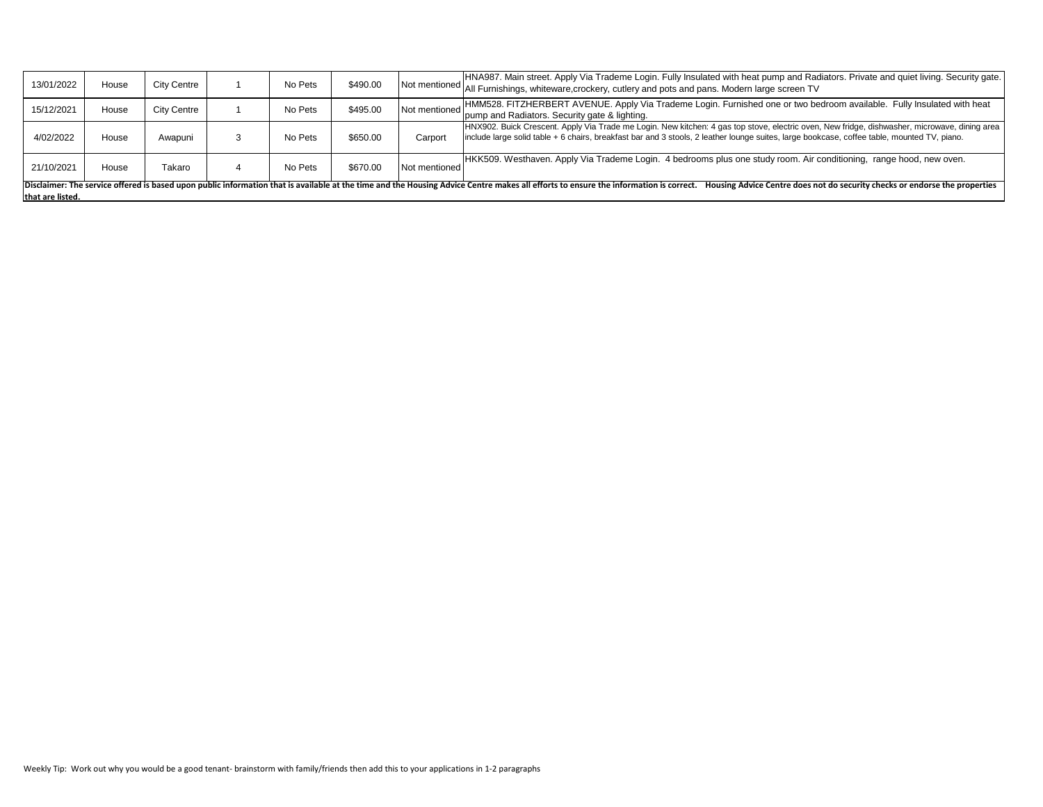| | | | | | | | |
|---|---|---|---|---|---|---|---|
| 13/01/2022 | House | City Centre | 1 | No Pets | $490.00 | Not mentioned | HNA987. Main street. Apply Via Trademe Login. Fully Insulated with heat pump and Radiators. Private and quiet living. Security gate. All Furnishings, whiteware,crockery, cutlery and pots and pans. Modern large screen TV |
| 15/12/2021 | House | City Centre | 1 | No Pets | $495.00 | Not mentioned | HMM528. FITZHERBERT AVENUE. Apply Via Trademe Login. Furnished one or two bedroom available. Fully Insulated with heat pump and Radiators. Security gate & lighting. |
| 4/02/2022 | House | Awapuni | 3 | No Pets | $650.00 | Carport | HNX902. Buick Crescent. Apply Via Trade me Login. New kitchen: 4 gas top stove, electric oven, New fridge, dishwasher, microwave, dining area include large solid table + 6 chairs, breakfast bar and 3 stools, 2 leather lounge suites, large bookcase, coffee table, mounted TV, piano. |
| 21/10/2021 | House | Takaro | 4 | No Pets | $670.00 | Not mentioned | HKK509. Westhaven. Apply Via Trademe Login. 4 bedrooms plus one study room. Air conditioning, range hood, new oven. |

**Disclaimer: The service offered is based upon public information that is available at the time and the Housing Advice Centre makes all efforts to ensure the information is correct. Housing Advice Centre does not do security checks or endorse the properties that are listed.**

Weekly Tip: Work out why you would be a good tenant- brainstorm with family/friends then add this to your applications in 1-2 paragraphs